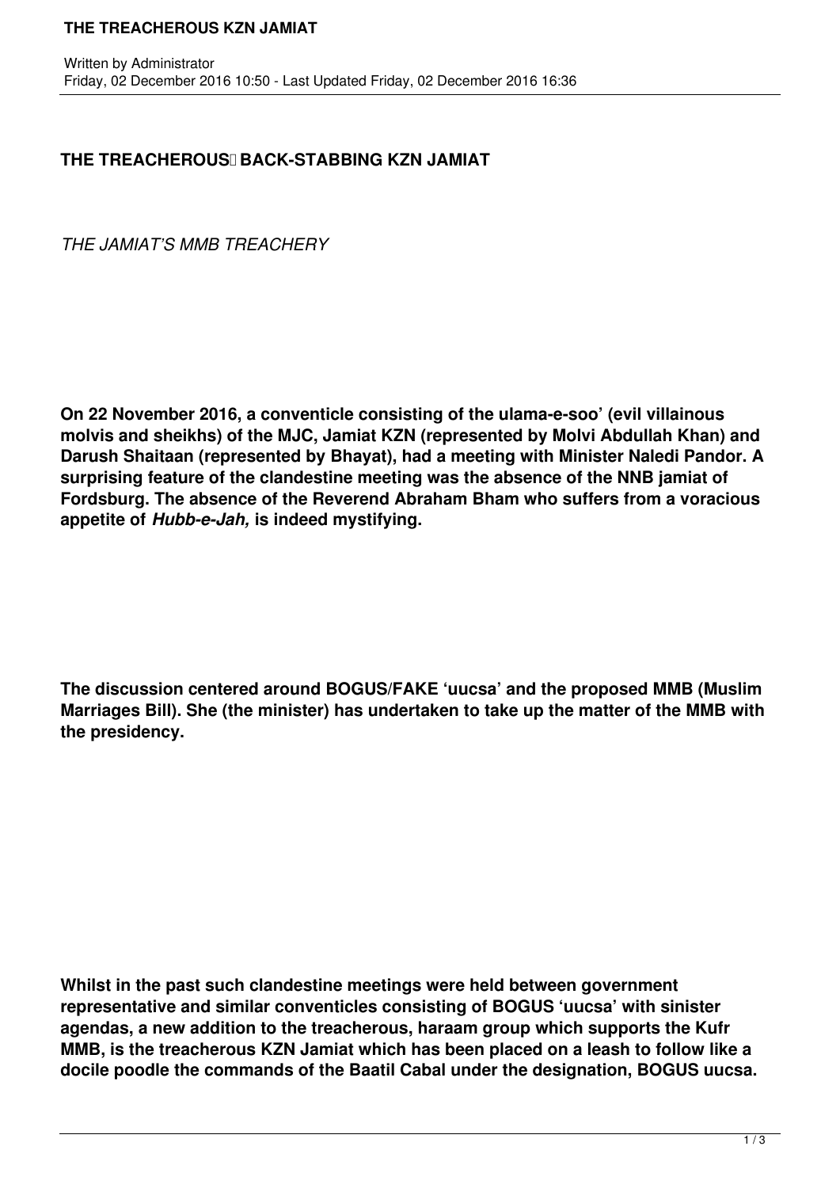# THE TREACHEROUS BACK-STABBING KZN JAMIAT

*THE JAMIAT'S MMB TREACHERY*

**On 22 November 2016, a conventicle consisting of the ulama-e-soo' (evil villainous molvis and sheikhs) of the MJC, Jamiat KZN (represented by Molvi Abdullah Khan) and Darush Shaitaan (represented by Bhayat), had a meeting with Minister Naledi Pandor. A surprising feature of the clandestine meeting was the absence of the NNB jamiat of Fordsburg. The absence of the Reverend Abraham Bham who suffers from a voracious appetite of *Hubb-e-Jah,* is indeed mystifying.**

**The discussion centered around BOGUS/FAKE 'uucsa' and the proposed MMB (Muslim Marriages Bill). She (the minister) has undertaken to take up the matter of the MMB with the presidency.**

**Whilst in the past such clandestine meetings were held between government representative and similar conventicles consisting of BOGUS 'uucsa' with sinister agendas, a new addition to the treacherous, haraam group which supports the Kufr MMB, is the treacherous KZN Jamiat which has been placed on a leash to follow like a docile poodle the commands of the Baatil Cabal under the designation, BOGUS uucsa.**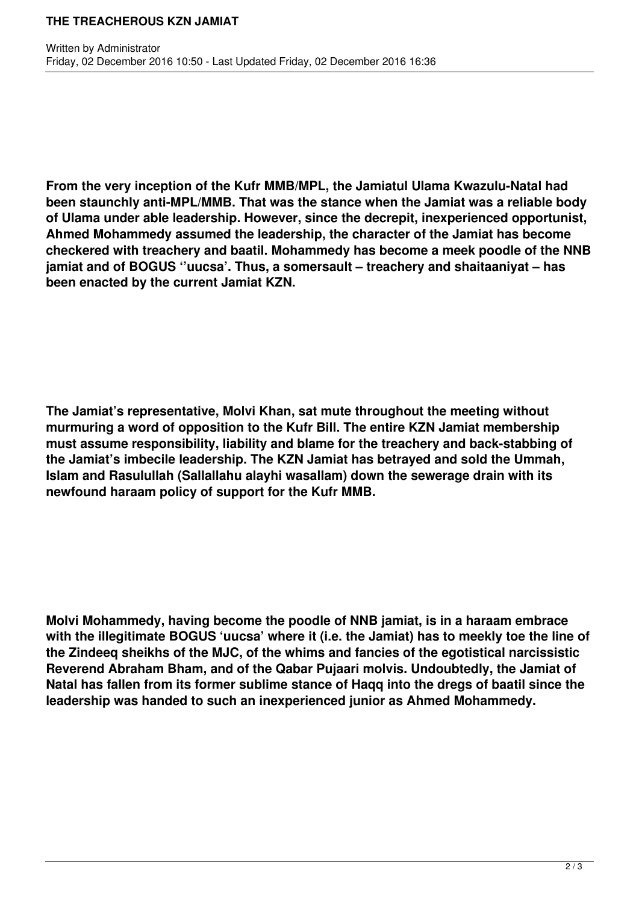**From the very inception of the Kufr MMB/MPL, the Jamiatul Ulama Kwazulu-Natal had been staunchly anti-MPL/MMB. That was the stance when the Jamiat was a reliable body of Ulama under able leadership. However, since the decrepit, inexperienced opportunist, Ahmed Mohammedy assumed the leadership, the character of the Jamiat has become checkered with treachery and baatil. Mohammedy has become a meek poodle of the NNB jamiat and of BOGUS ''uucsa'. Thus, a somersault – treachery and shaitaaniyat – has been enacted by the current Jamiat KZN.**

**The Jamiat's representative, Molvi Khan, sat mute throughout the meeting without murmuring a word of opposition to the Kufr Bill. The entire KZN Jamiat membership must assume responsibility, liability and blame for the treachery and back-stabbing of the Jamiat's imbecile leadership. The KZN Jamiat has betrayed and sold the Ummah, Islam and Rasulullah (Sallallahu alayhi wasallam) down the sewerage drain with its newfound haraam policy of support for the Kufr MMB.**

**Molvi Mohammedy, having become the poodle of NNB jamiat, is in a haraam embrace with the illegitimate BOGUS 'uucsa' where it (i.e. the Jamiat) has to meekly toe the line of the Zindeeq sheikhs of the MJC, of the whims and fancies of the egotistical narcissistic Reverend Abraham Bham, and of the Qabar Pujaari molvis. Undoubtedly, the Jamiat of Natal has fallen from its former sublime stance of Haqq into the dregs of baatil since the leadership was handed to such an inexperienced junior as Ahmed Mohammedy.**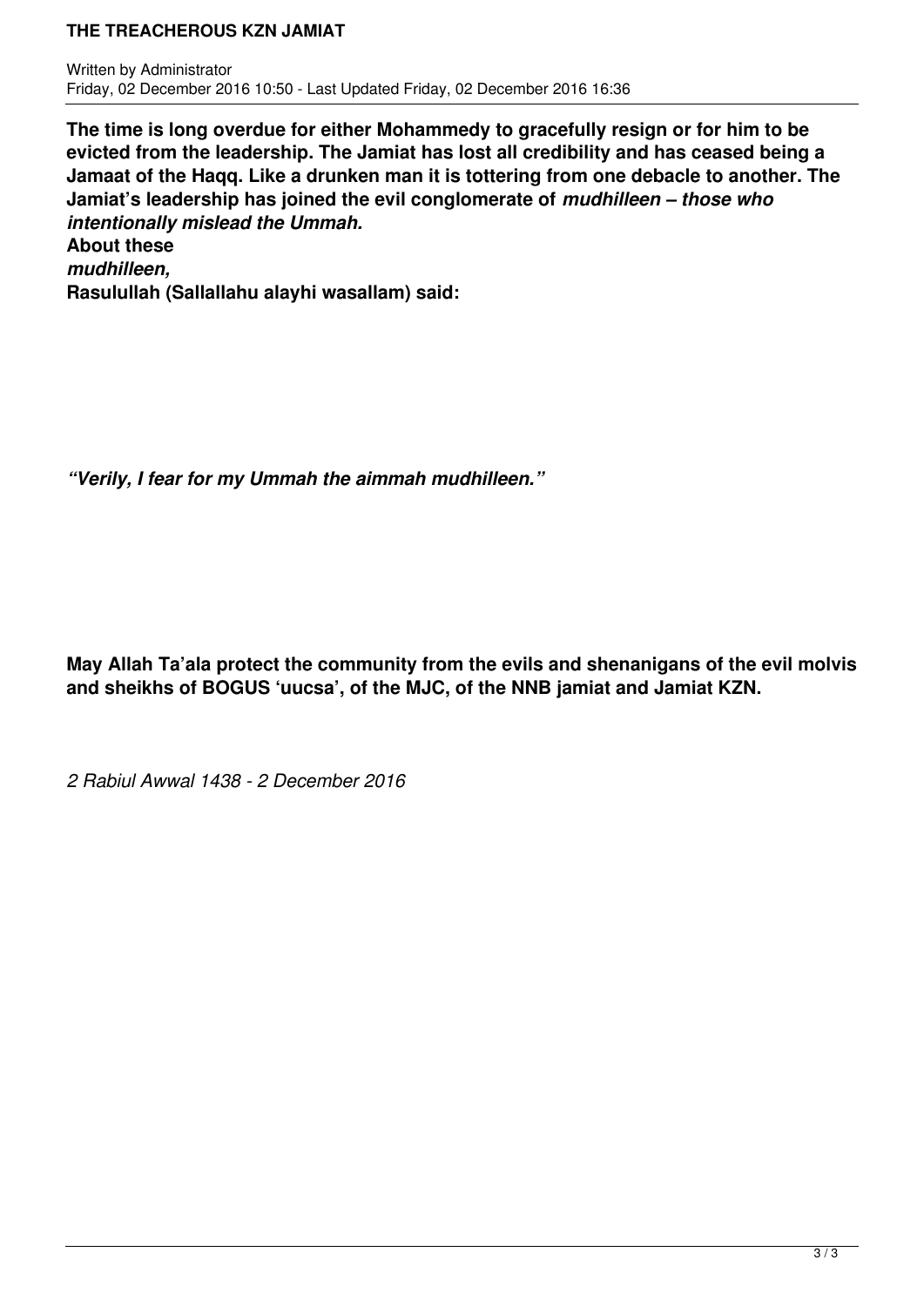**The time is long overdue for either Mohammedy to gracefully resign or for him to be evicted from the leadership. The Jamiat has lost all credibility and has ceased being a Jamaat of the Haqq. Like a drunken man it is tottering from one debacle to another. The Jamiat's leadership has joined the evil conglomerate of** ***mudhilleen – those who intentionally mislead the Ummah.***

**About these** ***mudhilleen,*** **Rasulullah (Sallallahu alayhi wasallam) said:**

***"Verily, I fear for my Ummah the aimmah mudhilleen."***

**May Allah Ta'ala protect the community from the evils and shenanigans of the evil molvis and sheikhs of BOGUS 'uucsa', of the MJC, of the NNB jamiat and Jamiat KZN.**

*2 Rabiul Awwal 1438 - 2 December 2016*